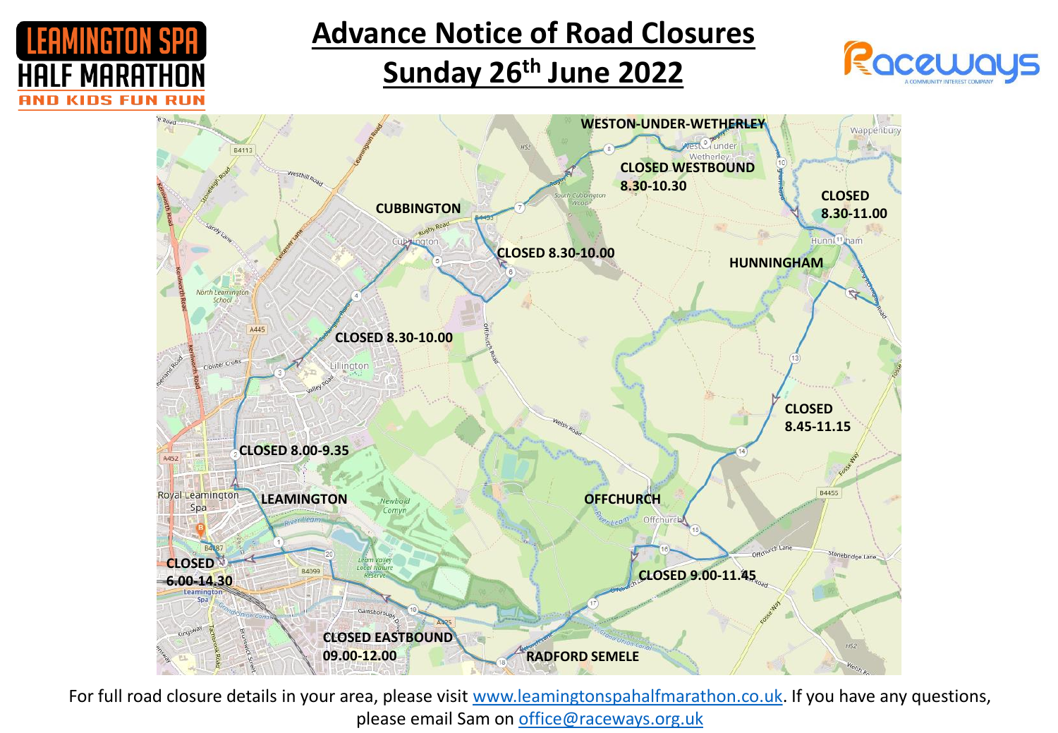LEAMINGTON SPA HALF MARATHON AND KIDS FUN RUN

# Advance Notice of Road Closures

## Sunday 26th June 2022

Raceways – A COMMUNITY INTEREST COMPANY

WESTON-UNDER-WETHERLEY

CLOSED WESTBOUND 8.30-10.30

CLOSED 8.30-11.00

CUBBINGTON

CLOSED 8.30-10.00

HUNNINGHAM

CLOSED 8.30-10.00

CLOSED 8.45-11.15

CLOSED 8.00-9.35

LEAMINGTON

OFFCHURCH

CLOSED 6.00-14.30

CLOSED 9.00-11.45

CLOSED EASTBOUND 09.00-12.00

RADFORD SEMELE

For full road closure details in your area, please visit www.leamingtonspahalfmarathon.co.uk. If you have any questions, please email Sam on office@raceways.org.uk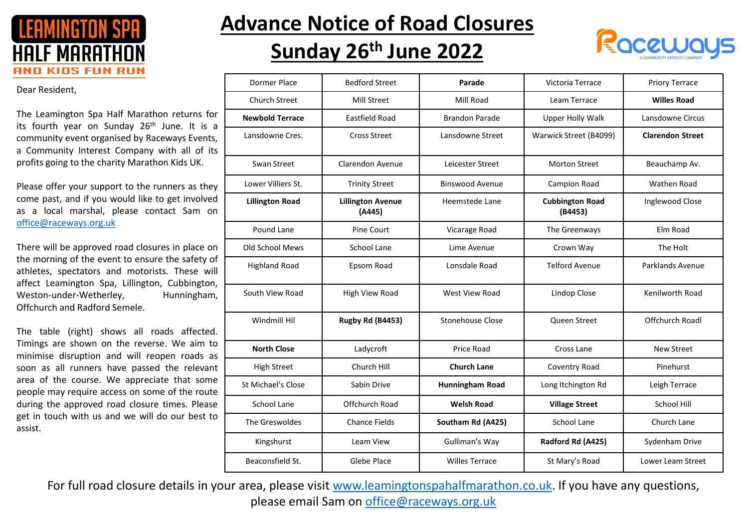LEAMINGTON SPA HALF MARATHON AND KIDS FUN RUN

# Advance Notice of Road Closures

# Sunday 26th June 2022

Raceways A COMMUNITY INTEREST COMPANY

Dear Resident,

The Leamington Spa Half Marathon returns for its fourth year on Sunday 26th June. It is a community event organised by Raceways Events, a Community Interest Company with all of its profits going to the charity Marathon Kids UK.

Please offer your support to the runners as they come past, and if you would like to get involved as a local marshal, please contact Sam on office@raceways.org.uk

There will be approved road closures in place on the morning of the event to ensure the safety of athletes, spectators and motorists. These will affect Leamington Spa, Lillington, Cubbington, Weston-under-Wetherley, Hunningham, Offchurch and Radford Semele.

The table (right) shows all roads affected. Timings are shown on the reverse. We aim to minimise disruption and will reopen roads as soon as all runners have passed the relevant area of the course. We appreciate that some people may require access on some of the route during the approved road closure times. Please get in touch with us and we will do our best to assist.

| | | | | |
|---|---|---|---|---|
| Dormer Place | Bedford Street | **Parade** | Victoria Terrace | Priory Terrace |
| Church Street | Mill Street | Mill Road | Leam Terrace | **Willes Road** |
| **Newbold Terrace** | Eastfield Road | Brandon Parade | Upper Holly Walk | Lansdowne Circus |
| Lansdowne Cres. | Cross Street | Lansdowne Street | Warwick Street (B4099) | **Clarendon Street** |
| Swan Street | Clarendon Avenue | Leicester Street | Morton Street | Beauchamp Av. |
| Lower Villiers St. | Trinity Street | Binswood Avenue | Campion Road | Wathen Road |
| **Lillington Road** | **Lillington Avenue (A445)** | Heemstede Lane | **Cubbington Road (B4453)** | Inglewood Close |
| Pound Lane | Pine Court | Vicarage Road | The Greenways | Elm Road |
| Old School Mews | School Lane | Lime Avenue | Crown Way | The Holt |
| Highland Road | Epsom Road | Lonsdale Road | Telford Avenue | Parklands Avenue |
| South View Road | High View Road | West View Road | Lindop Close | Kenilworth Road |
| Windmill Hil | **Rugby Rd (B4453)** | Stonehouse Close | Queen Street | Offchurch Roadl |
| **North Close** | Ladycroft | Price Road | Cross Lane | New Street |
| High Street | Church Hill | **Church Lane** | Coventry Road | Pinehurst |
| St Michael's Close | Sabin Drive | **Hunningham Road** | Long Itchington Rd | Leigh Terrace |
| School Lane | Offchurch Road | **Welsh Road** | **Village Street** | School Hill |
| The Greswoldes | Chance Fields | **Southam Rd (A425)** | School Lane | Church Lane |
| Kingshurst | Leam View | Gulliman's Way | **Radford Rd (A425)** | Sydenham Drive |
| Beaconsfield St. | Glebe Place | Willes Terrace | St Mary's Road | Lower Leam Street |

For full road closure details in your area, please visit www.leamingtonspahalfmarathon.co.uk. If you have any questions, please email Sam on office@raceways.org.uk